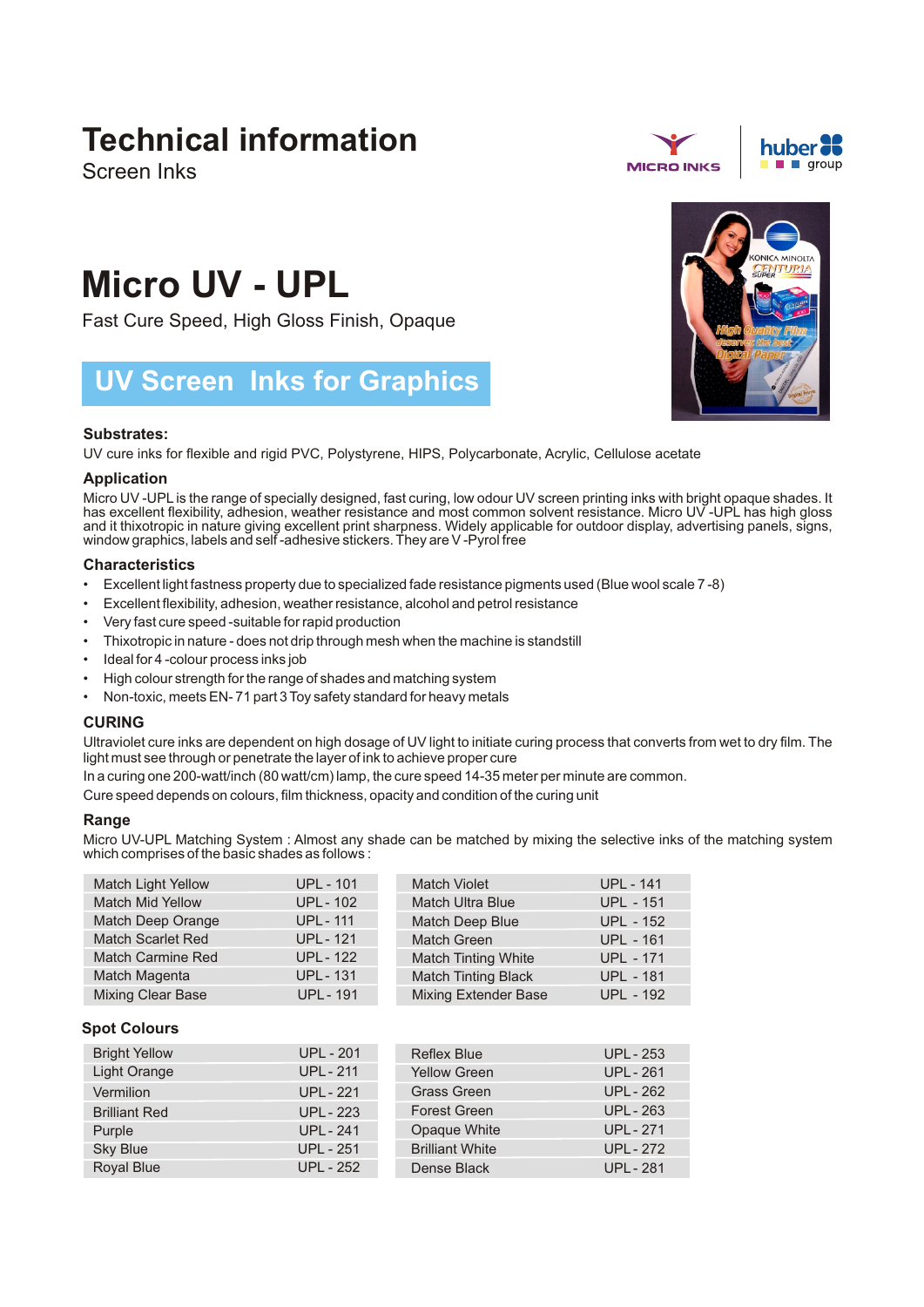# Technical information

Screen Inks

# Micro UV - UPL

Fast Cure Speed, High Gloss Finish, Opaque

## UV Screen Inks for Graphics

### Substrates:

UV cure inks for flexible and rigid PVC, Polystyrene, HIPS, Polycarbonate, Acrylic, Cellulose acetate

### Application

Micro UV -UPL is the range of specially designed, fast curing, low odour UV screen printing inks with bright opaque shades. It has excellent flexibility, adhesion, weather resistance and most common solvent resistance. Micro UV -UPL has high gloss and it thixotropic in nature giving excellent print sharpness. Widely applicable for outdoor display, advertising panels, signs, window graphics, labels and self -adhesive stickers. They are V -Pyrol free

### Characteristics

- Excellent light fastness property due to specialized fade resistance pigments used (Blue wool scale 7 -8)
- Excellent flexibility, adhesion, weather resistance, alcohol and petrol resistance
- Very fast cure speed -suitable for rapid production
- Thixotropic in nature - does not drip through mesh when the machine is standstill
- Ideal for 4 -colour process inks job
- High colour strength for the range of shades and matching system
- Non-toxic, meets EN- 71 part 3 Toy safety standard for heavy metals

### CURING

Ultraviolet cure inks are dependent on high dosage of UV light to initiate curing process that converts from wet to dry film. The light must see through or penetrate the layer of ink to achieve proper cure

In a curing one 200-watt/inch (80 watt/cm) lamp, the cure speed 14-35 meter per minute are common.

Cure speed depends on colours, film thickness, opacity and condition of the curing unit

### Range

Micro UV-UPL Matching System : Almost any shade can be matched by mixing the selective inks of the matching system which comprises of the basic shades as follows :

| | | | |
|---|---|---|---|
| Match Light Yellow | UPL - 101 | Match Violet | UPL - 141 |
| Match Mid Yellow | UPL - 102 | Match Ultra Blue | UPL - 151 |
| Match Deep Orange | UPL - 111 | Match Deep Blue | UPL - 152 |
| Match Scarlet Red | UPL - 121 | Match Green | UPL - 161 |
| Match Carmine Red | UPL - 122 | Match Tinting White | UPL - 171 |
| Match Magenta | UPL - 131 | Match Tinting Black | UPL - 181 |
| Mixing Clear Base | UPL - 191 | Mixing Extender Base | UPL - 192 |

### Spot Colours

| | | | |
|---|---|---|---|
| Bright Yellow | UPL - 201 | Reflex Blue | UPL - 253 |
| Light Orange | UPL - 211 | Yellow Green | UPL - 261 |
| Vermilion | UPL - 221 | Grass Green | UPL - 262 |
| Brilliant Red | UPL - 223 | Forest Green | UPL - 263 |
| Purple | UPL - 241 | Opaque White | UPL - 271 |
| Sky Blue | UPL - 251 | Brilliant White | UPL - 272 |
| Royal Blue | UPL - 252 | Dense Black | UPL - 281 |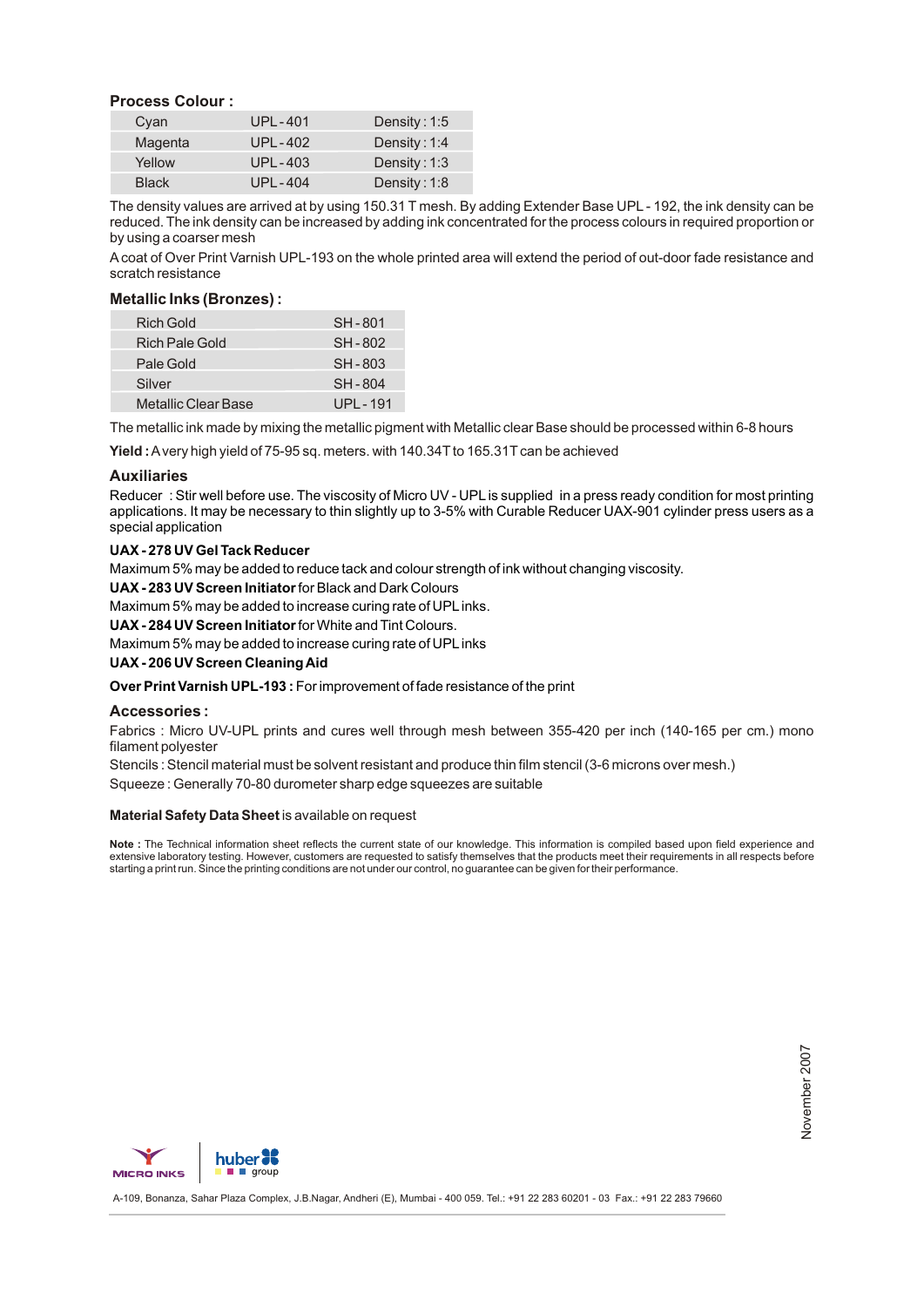### Process Colour :

| | | |
|---|---|---|
| Cyan | UPL - 401 | Density : 1:5 |
| Magenta | UPL - 402 | Density : 1:4 |
| Yellow | UPL - 403 | Density : 1:3 |
| Black | UPL - 404 | Density : 1:8 |

The density values are arrived at by using 150.31 T mesh. By adding Extender Base UPL - 192, the ink density can be reduced. The ink density can be increased by adding ink concentrated for the process colours in required proportion or by using a coarser mesh

A coat of Over Print Varnish UPL-193 on the whole printed area will extend the period of out-door fade resistance and scratch resistance

### Metallic Inks (Bronzes) :

| | |
|---|---|
| Rich Gold | SH - 801 |
| Rich Pale Gold | SH - 802 |
| Pale Gold | SH - 803 |
| Silver | SH - 804 |
| Metallic Clear Base | UPL - 191 |

The metallic ink made by mixing the metallic pigment with Metallic clear Base should be processed within 6-8 hours

**Yield :** A very high yield of 75-95 sq. meters. with 140.34T to 165.31T can be achieved

### Auxiliaries

Reducer : Stir well before use. The viscosity of Micro UV - UPL is supplied in a press ready condition for most printing applications. It may be necessary to thin slightly up to 3-5% with Curable Reducer UAX-901 cylinder press users as a special application

**UAX - 278 UV Gel Tack Reducer**

Maximum 5% may be added to reduce tack and colour strength of ink without changing viscosity.

**UAX - 283 UV Screen Initiator** for Black and Dark Colours

Maximum 5% may be added to increase curing rate of UPL inks.

**UAX - 284 UV Screen Initiator** for White and Tint Colours.

Maximum 5% may be added to increase curing rate of UPL inks

**UAX - 206 UV Screen Cleaning Aid**

**Over Print Varnish UPL-193 :** For improvement of fade resistance of the print

### Accessories :

Fabrics : Micro UV-UPL prints and cures well through mesh between 355-420 per inch (140-165 per cm.) mono filament polyester

Stencils : Stencil material must be solvent resistant and produce thin film stencil (3-6 microns over mesh.)

Squeeze : Generally 70-80 durometer sharp edge squeezes are suitable

**Material Safety Data Sheet** is available on request

**Note :** The Technical information sheet reflects the current state of our knowledge. This information is compiled based upon field experience and extensive laboratory testing. However, customers are requested to satisfy themselves that the products meet their requirements in all respects before starting a print run. Since the printing conditions are not under our control, no guarantee can be given for their performance.

November 2007

MICRO INKS | huber group

A-109, Bonanza, Sahar Plaza Complex, J.B.Nagar, Andheri (E), Mumbai - 400 059. Tel.: +91 22 283 60201 - 03 Fax.: +91 22 283 79660